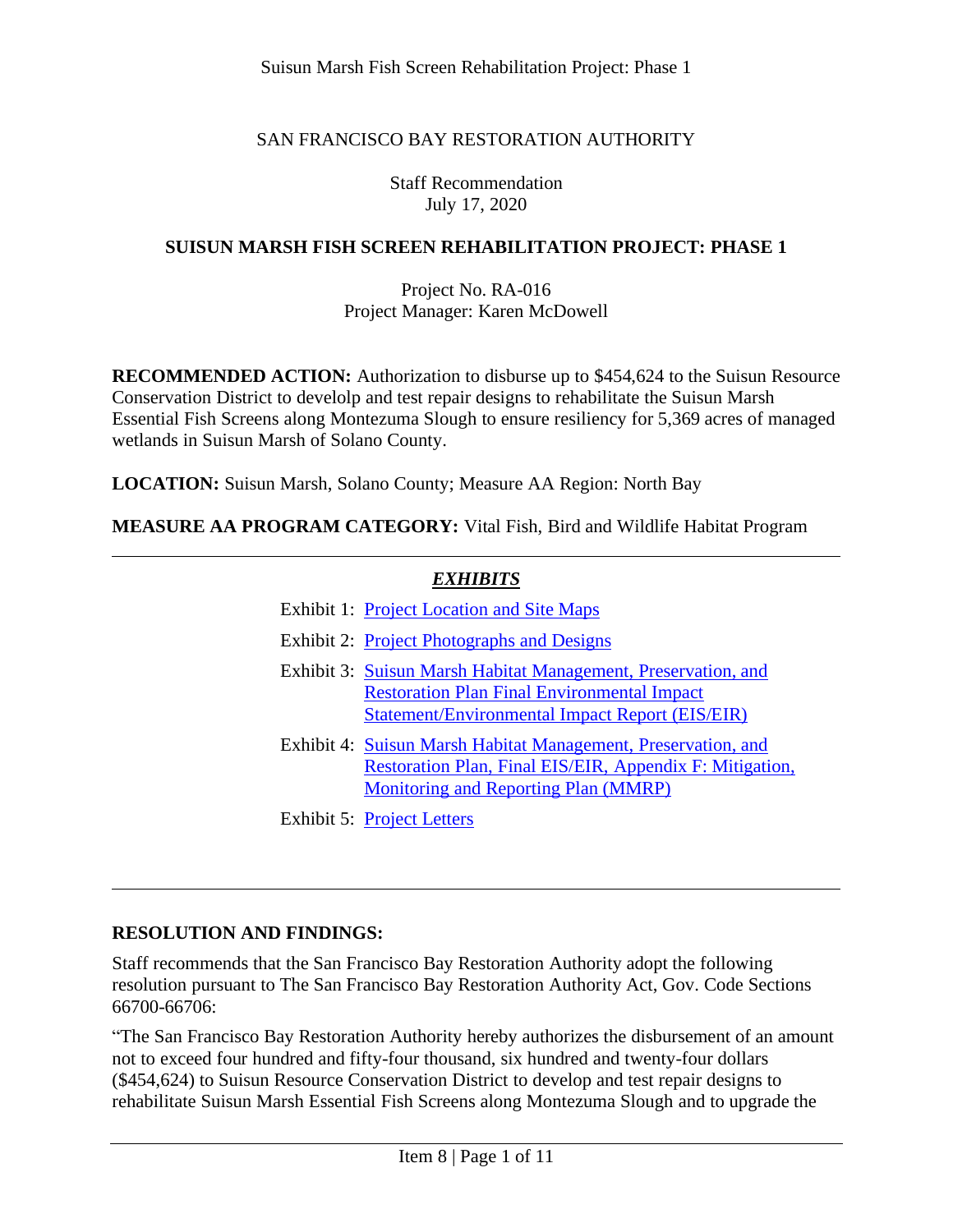SAN FRANCISCO BAY RESTORATION AUTHORITY

Staff Recommendation
July 17, 2020

# SUISUN MARSH FISH SCREEN REHABILITATION PROJECT: PHASE 1

Project No. RA-016
Project Manager: Karen McDowell

**RECOMMENDED ACTION:** Authorization to disburse up to $454,624 to the Suisun Resource Conservation District to develolp and test repair designs to rehabilitate the Suisun Marsh Essential Fish Screens along Montezuma Slough to ensure resiliency for 5,369 acres of managed wetlands in Suisun Marsh of Solano County.

**LOCATION:** Suisun Marsh, Solano County; Measure AA Region: North Bay

**MEASURE AA PROGRAM CATEGORY:** Vital Fish, Bird and Wildlife Habitat Program

---

***EXHIBITS***

Exhibit 1: Project Location and Site Maps

Exhibit 2: Project Photographs and Designs

Exhibit 3: Suisun Marsh Habitat Management, Preservation, and Restoration Plan Final Environmental Impact Statement/Environmental Impact Report (EIS/EIR)

Exhibit 4: Suisun Marsh Habitat Management, Preservation, and Restoration Plan, Final EIS/EIR, Appendix F: Mitigation, Monitoring and Reporting Plan (MMRP)

Exhibit 5: Project Letters

---

## RESOLUTION AND FINDINGS:

Staff recommends that the San Francisco Bay Restoration Authority adopt the following resolution pursuant to The San Francisco Bay Restoration Authority Act, Gov. Code Sections 66700-66706:

"The San Francisco Bay Restoration Authority hereby authorizes the disbursement of an amount not to exceed four hundred and fifty-four thousand, six hundred and twenty-four dollars ($454,624) to Suisun Resource Conservation District to develop and test repair designs to rehabilitate Suisun Marsh Essential Fish Screens along Montezuma Slough and to upgrade the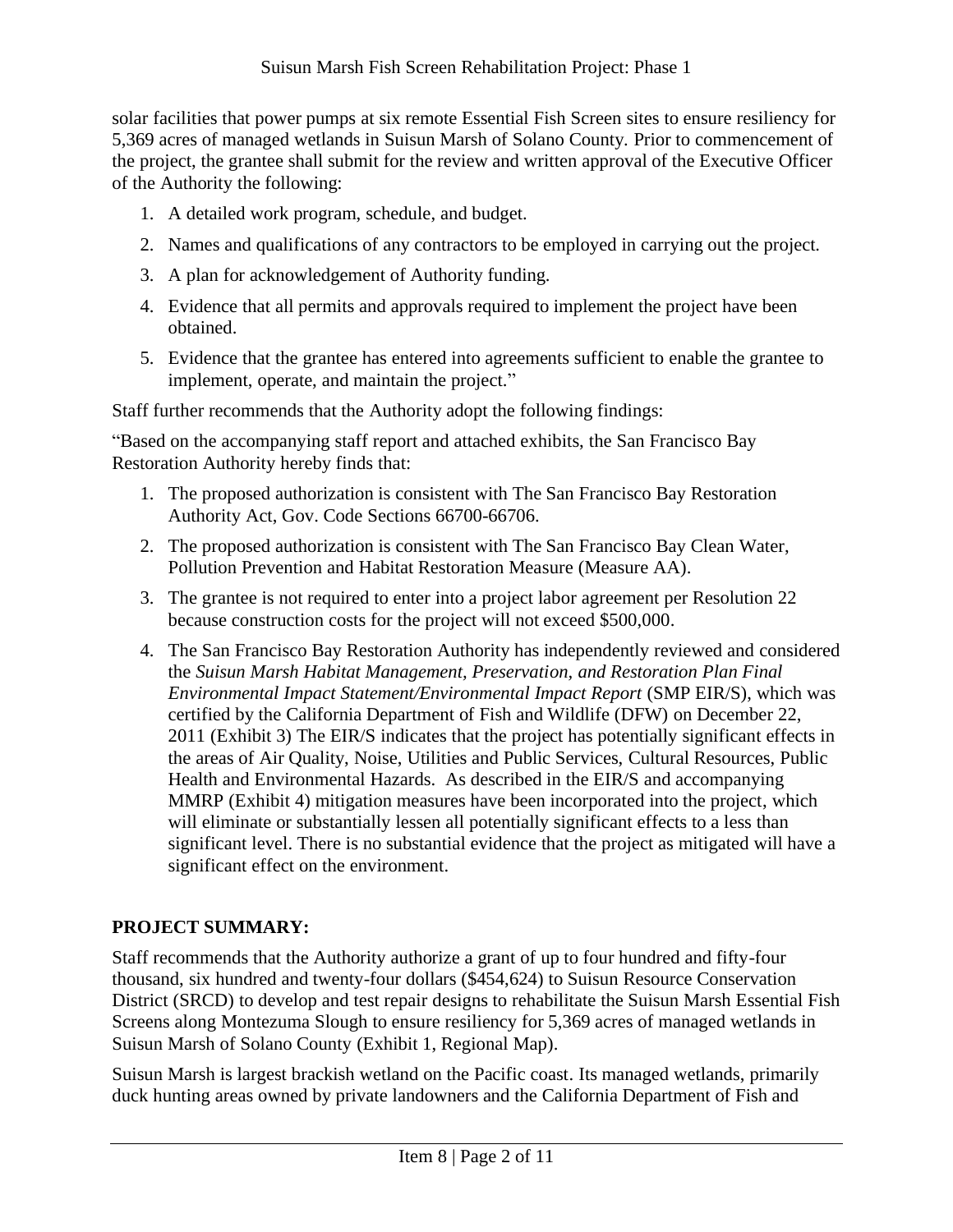solar facilities that power pumps at six remote Essential Fish Screen sites to ensure resiliency for 5,369 acres of managed wetlands in Suisun Marsh of Solano County. Prior to commencement of the project, the grantee shall submit for the review and written approval of the Executive Officer of the Authority the following:

1. A detailed work program, schedule, and budget.
2. Names and qualifications of any contractors to be employed in carrying out the project.
3. A plan for acknowledgement of Authority funding.
4. Evidence that all permits and approvals required to implement the project have been obtained.
5. Evidence that the grantee has entered into agreements sufficient to enable the grantee to implement, operate, and maintain the project."

Staff further recommends that the Authority adopt the following findings:

"Based on the accompanying staff report and attached exhibits, the San Francisco Bay Restoration Authority hereby finds that:

1. The proposed authorization is consistent with The San Francisco Bay Restoration Authority Act, Gov. Code Sections 66700-66706.
2. The proposed authorization is consistent with The San Francisco Bay Clean Water, Pollution Prevention and Habitat Restoration Measure (Measure AA).
3. The grantee is not required to enter into a project labor agreement per Resolution 22 because construction costs for the project will not exceed $500,000.
4. The San Francisco Bay Restoration Authority has independently reviewed and considered the *Suisun Marsh Habitat Management, Preservation, and Restoration Plan Final Environmental Impact Statement/Environmental Impact Report* (SMP EIR/S), which was certified by the California Department of Fish and Wildlife (DFW) on December 22, 2011 (Exhibit 3) The EIR/S indicates that the project has potentially significant effects in the areas of Air Quality, Noise, Utilities and Public Services, Cultural Resources, Public Health and Environmental Hazards. As described in the EIR/S and accompanying MMRP (Exhibit 4) mitigation measures have been incorporated into the project, which will eliminate or substantially lessen all potentially significant effects to a less than significant level. There is no substantial evidence that the project as mitigated will have a significant effect on the environment.

**PROJECT SUMMARY:**

Staff recommends that the Authority authorize a grant of up to four hundred and fifty-four thousand, six hundred and twenty-four dollars ($454,624) to Suisun Resource Conservation District (SRCD) to develop and test repair designs to rehabilitate the Suisun Marsh Essential Fish Screens along Montezuma Slough to ensure resiliency for 5,369 acres of managed wetlands in Suisun Marsh of Solano County (Exhibit 1, Regional Map).

Suisun Marsh is largest brackish wetland on the Pacific coast. Its managed wetlands, primarily duck hunting areas owned by private landowners and the California Department of Fish and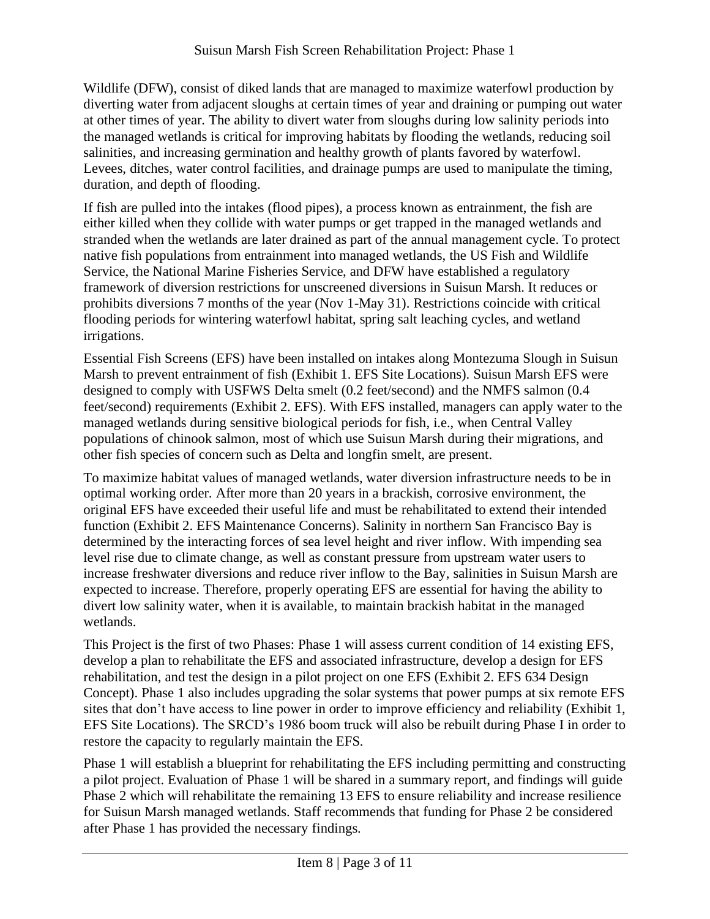Wildlife (DFW), consist of diked lands that are managed to maximize waterfowl production by diverting water from adjacent sloughs at certain times of year and draining or pumping out water at other times of year. The ability to divert water from sloughs during low salinity periods into the managed wetlands is critical for improving habitats by flooding the wetlands, reducing soil salinities, and increasing germination and healthy growth of plants favored by waterfowl. Levees, ditches, water control facilities, and drainage pumps are used to manipulate the timing, duration, and depth of flooding.

If fish are pulled into the intakes (flood pipes), a process known as entrainment, the fish are either killed when they collide with water pumps or get trapped in the managed wetlands and stranded when the wetlands are later drained as part of the annual management cycle. To protect native fish populations from entrainment into managed wetlands, the US Fish and Wildlife Service, the National Marine Fisheries Service, and DFW have established a regulatory framework of diversion restrictions for unscreened diversions in Suisun Marsh. It reduces or prohibits diversions 7 months of the year (Nov 1-May 31). Restrictions coincide with critical flooding periods for wintering waterfowl habitat, spring salt leaching cycles, and wetland irrigations.

Essential Fish Screens (EFS) have been installed on intakes along Montezuma Slough in Suisun Marsh to prevent entrainment of fish (Exhibit 1. EFS Site Locations). Suisun Marsh EFS were designed to comply with USFWS Delta smelt (0.2 feet/second) and the NMFS salmon (0.4 feet/second) requirements (Exhibit 2. EFS). With EFS installed, managers can apply water to the managed wetlands during sensitive biological periods for fish, i.e., when Central Valley populations of chinook salmon, most of which use Suisun Marsh during their migrations, and other fish species of concern such as Delta and longfin smelt, are present.

To maximize habitat values of managed wetlands, water diversion infrastructure needs to be in optimal working order. After more than 20 years in a brackish, corrosive environment, the original EFS have exceeded their useful life and must be rehabilitated to extend their intended function (Exhibit 2. EFS Maintenance Concerns). Salinity in northern San Francisco Bay is determined by the interacting forces of sea level height and river inflow. With impending sea level rise due to climate change, as well as constant pressure from upstream water users to increase freshwater diversions and reduce river inflow to the Bay, salinities in Suisun Marsh are expected to increase. Therefore, properly operating EFS are essential for having the ability to divert low salinity water, when it is available, to maintain brackish habitat in the managed wetlands.

This Project is the first of two Phases: Phase 1 will assess current condition of 14 existing EFS, develop a plan to rehabilitate the EFS and associated infrastructure, develop a design for EFS rehabilitation, and test the design in a pilot project on one EFS (Exhibit 2. EFS 634 Design Concept). Phase 1 also includes upgrading the solar systems that power pumps at six remote EFS sites that don't have access to line power in order to improve efficiency and reliability (Exhibit 1, EFS Site Locations). The SRCD's 1986 boom truck will also be rebuilt during Phase I in order to restore the capacity to regularly maintain the EFS.

Phase 1 will establish a blueprint for rehabilitating the EFS including permitting and constructing a pilot project. Evaluation of Phase 1 will be shared in a summary report, and findings will guide Phase 2 which will rehabilitate the remaining 13 EFS to ensure reliability and increase resilience for Suisun Marsh managed wetlands. Staff recommends that funding for Phase 2 be considered after Phase 1 has provided the necessary findings.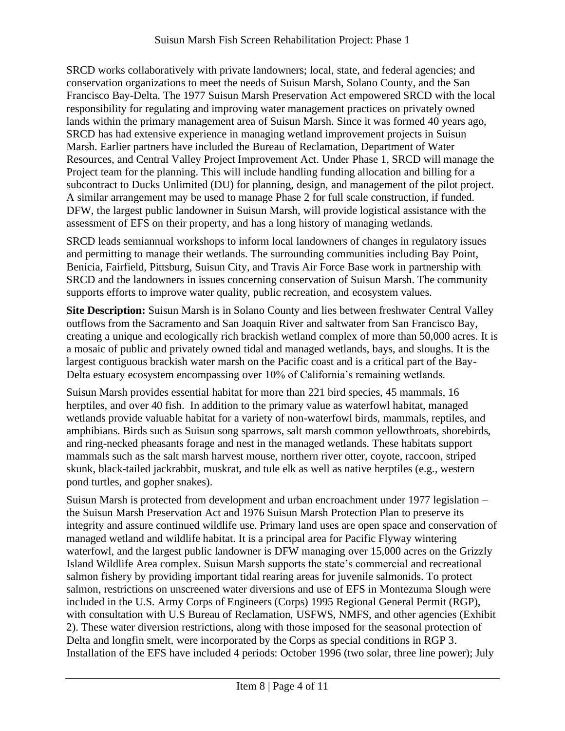SRCD works collaboratively with private landowners; local, state, and federal agencies; and conservation organizations to meet the needs of Suisun Marsh, Solano County, and the San Francisco Bay-Delta. The 1977 Suisun Marsh Preservation Act empowered SRCD with the local responsibility for regulating and improving water management practices on privately owned lands within the primary management area of Suisun Marsh. Since it was formed 40 years ago, SRCD has had extensive experience in managing wetland improvement projects in Suisun Marsh. Earlier partners have included the Bureau of Reclamation, Department of Water Resources, and Central Valley Project Improvement Act. Under Phase 1, SRCD will manage the Project team for the planning. This will include handling funding allocation and billing for a subcontract to Ducks Unlimited (DU) for planning, design, and management of the pilot project. A similar arrangement may be used to manage Phase 2 for full scale construction, if funded. DFW, the largest public landowner in Suisun Marsh, will provide logistical assistance with the assessment of EFS on their property, and has a long history of managing wetlands.

SRCD leads semiannual workshops to inform local landowners of changes in regulatory issues and permitting to manage their wetlands. The surrounding communities including Bay Point, Benicia, Fairfield, Pittsburg, Suisun City, and Travis Air Force Base work in partnership with SRCD and the landowners in issues concerning conservation of Suisun Marsh. The community supports efforts to improve water quality, public recreation, and ecosystem values.

**Site Description:** Suisun Marsh is in Solano County and lies between freshwater Central Valley outflows from the Sacramento and San Joaquin River and saltwater from San Francisco Bay, creating a unique and ecologically rich brackish wetland complex of more than 50,000 acres. It is a mosaic of public and privately owned tidal and managed wetlands, bays, and sloughs. It is the largest contiguous brackish water marsh on the Pacific coast and is a critical part of the Bay-Delta estuary ecosystem encompassing over 10% of California's remaining wetlands.

Suisun Marsh provides essential habitat for more than 221 bird species, 45 mammals, 16 herptiles, and over 40 fish. In addition to the primary value as waterfowl habitat, managed wetlands provide valuable habitat for a variety of non-waterfowl birds, mammals, reptiles, and amphibians. Birds such as Suisun song sparrows, salt marsh common yellowthroats, shorebirds, and ring-necked pheasants forage and nest in the managed wetlands. These habitats support mammals such as the salt marsh harvest mouse, northern river otter, coyote, raccoon, striped skunk, black-tailed jackrabbit, muskrat, and tule elk as well as native herptiles (e.g., western pond turtles, and gopher snakes).

Suisun Marsh is protected from development and urban encroachment under 1977 legislation – the Suisun Marsh Preservation Act and 1976 Suisun Marsh Protection Plan to preserve its integrity and assure continued wildlife use. Primary land uses are open space and conservation of managed wetland and wildlife habitat. It is a principal area for Pacific Flyway wintering waterfowl, and the largest public landowner is DFW managing over 15,000 acres on the Grizzly Island Wildlife Area complex. Suisun Marsh supports the state's commercial and recreational salmon fishery by providing important tidal rearing areas for juvenile salmonids. To protect salmon, restrictions on unscreened water diversions and use of EFS in Montezuma Slough were included in the U.S. Army Corps of Engineers (Corps) 1995 Regional General Permit (RGP), with consultation with U.S Bureau of Reclamation, USFWS, NMFS, and other agencies (Exhibit 2). These water diversion restrictions, along with those imposed for the seasonal protection of Delta and longfin smelt, were incorporated by the Corps as special conditions in RGP 3. Installation of the EFS have included 4 periods: October 1996 (two solar, three line power); July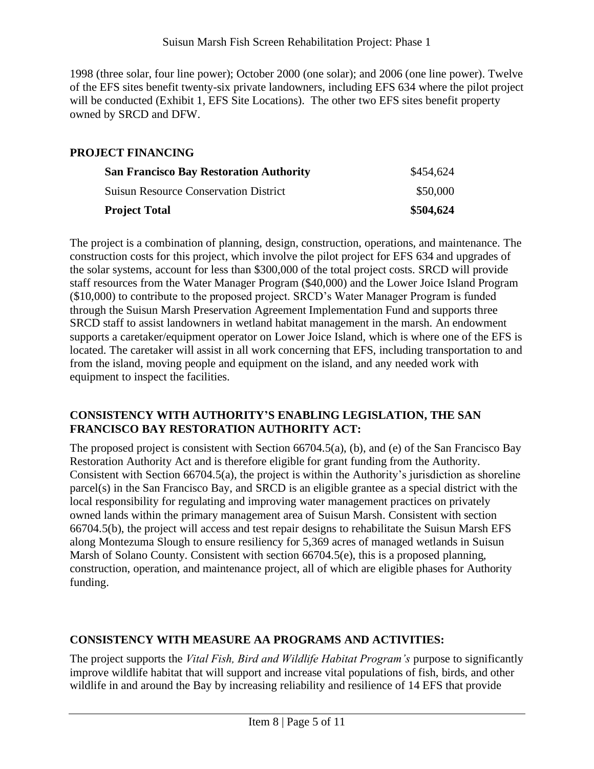1998 (three solar, four line power); October 2000 (one solar); and 2006 (one line power). Twelve of the EFS sites benefit twenty-six private landowners, including EFS 634 where the pilot project will be conducted (Exhibit 1, EFS Site Locations). The other two EFS sites benefit property owned by SRCD and DFW.

## PROJECT FINANCING

| | |
|---|---|
| **San Francisco Bay Restoration Authority** | $454,624 |
| Suisun Resource Conservation District | $50,000 |
| **Project Total** | **$504,624** |

The project is a combination of planning, design, construction, operations, and maintenance. The construction costs for this project, which involve the pilot project for EFS 634 and upgrades of the solar systems, account for less than $300,000 of the total project costs. SRCD will provide staff resources from the Water Manager Program ($40,000) and the Lower Joice Island Program ($10,000) to contribute to the proposed project. SRCD's Water Manager Program is funded through the Suisun Marsh Preservation Agreement Implementation Fund and supports three SRCD staff to assist landowners in wetland habitat management in the marsh. An endowment supports a caretaker/equipment operator on Lower Joice Island, which is where one of the EFS is located. The caretaker will assist in all work concerning that EFS, including transportation to and from the island, moving people and equipment on the island, and any needed work with equipment to inspect the facilities.

## CONSISTENCY WITH AUTHORITY'S ENABLING LEGISLATION, THE SAN FRANCISCO BAY RESTORATION AUTHORITY ACT:

The proposed project is consistent with Section 66704.5(a), (b), and (e) of the San Francisco Bay Restoration Authority Act and is therefore eligible for grant funding from the Authority. Consistent with Section 66704.5(a), the project is within the Authority's jurisdiction as shoreline parcel(s) in the San Francisco Bay, and SRCD is an eligible grantee as a special district with the local responsibility for regulating and improving water management practices on privately owned lands within the primary management area of Suisun Marsh. Consistent with section 66704.5(b), the project will access and test repair designs to rehabilitate the Suisun Marsh EFS along Montezuma Slough to ensure resiliency for 5,369 acres of managed wetlands in Suisun Marsh of Solano County. Consistent with section 66704.5(e), this is a proposed planning, construction, operation, and maintenance project, all of which are eligible phases for Authority funding.

## CONSISTENCY WITH MEASURE AA PROGRAMS AND ACTIVITIES:

The project supports the *Vital Fish, Bird and Wildlife Habitat Program's* purpose to significantly improve wildlife habitat that will support and increase vital populations of fish, birds, and other wildlife in and around the Bay by increasing reliability and resilience of 14 EFS that provide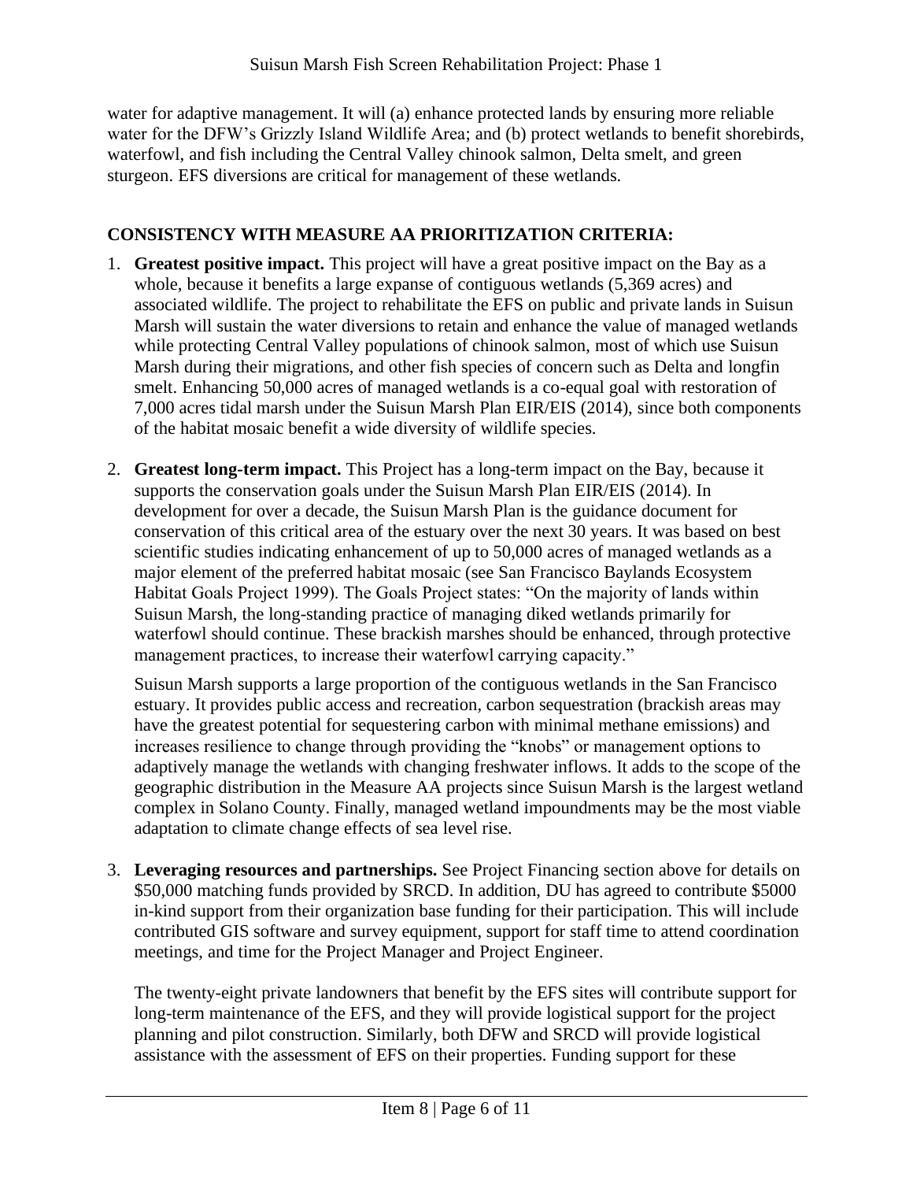water for adaptive management. It will (a) enhance protected lands by ensuring more reliable water for the DFW's Grizzly Island Wildlife Area; and (b) protect wetlands to benefit shorebirds, waterfowl, and fish including the Central Valley chinook salmon, Delta smelt, and green sturgeon. EFS diversions are critical for management of these wetlands.

**CONSISTENCY WITH MEASURE AA PRIORITIZATION CRITERIA:**

1. **Greatest positive impact.** This project will have a great positive impact on the Bay as a whole, because it benefits a large expanse of contiguous wetlands (5,369 acres) and associated wildlife. The project to rehabilitate the EFS on public and private lands in Suisun Marsh will sustain the water diversions to retain and enhance the value of managed wetlands while protecting Central Valley populations of chinook salmon, most of which use Suisun Marsh during their migrations, and other fish species of concern such as Delta and longfin smelt. Enhancing 50,000 acres of managed wetlands is a co-equal goal with restoration of 7,000 acres tidal marsh under the Suisun Marsh Plan EIR/EIS (2014), since both components of the habitat mosaic benefit a wide diversity of wildlife species.

2. **Greatest long-term impact.** This Project has a long-term impact on the Bay, because it supports the conservation goals under the Suisun Marsh Plan EIR/EIS (2014). In development for over a decade, the Suisun Marsh Plan is the guidance document for conservation of this critical area of the estuary over the next 30 years. It was based on best scientific studies indicating enhancement of up to 50,000 acres of managed wetlands as a major element of the preferred habitat mosaic (see San Francisco Baylands Ecosystem Habitat Goals Project 1999). The Goals Project states: "On the majority of lands within Suisun Marsh, the long-standing practice of managing diked wetlands primarily for waterfowl should continue. These brackish marshes should be enhanced, through protective management practices, to increase their waterfowl carrying capacity."

   Suisun Marsh supports a large proportion of the contiguous wetlands in the San Francisco estuary. It provides public access and recreation, carbon sequestration (brackish areas may have the greatest potential for sequestering carbon with minimal methane emissions) and increases resilience to change through providing the "knobs" or management options to adaptively manage the wetlands with changing freshwater inflows. It adds to the scope of the geographic distribution in the Measure AA projects since Suisun Marsh is the largest wetland complex in Solano County. Finally, managed wetland impoundments may be the most viable adaptation to climate change effects of sea level rise.

3. **Leveraging resources and partnerships.** See Project Financing section above for details on $50,000 matching funds provided by SRCD. In addition, DU has agreed to contribute $5000 in-kind support from their organization base funding for their participation. This will include contributed GIS software and survey equipment, support for staff time to attend coordination meetings, and time for the Project Manager and Project Engineer.

   The twenty-eight private landowners that benefit by the EFS sites will contribute support for long-term maintenance of the EFS, and they will provide logistical support for the project planning and pilot construction. Similarly, both DFW and SRCD will provide logistical assistance with the assessment of EFS on their properties. Funding support for these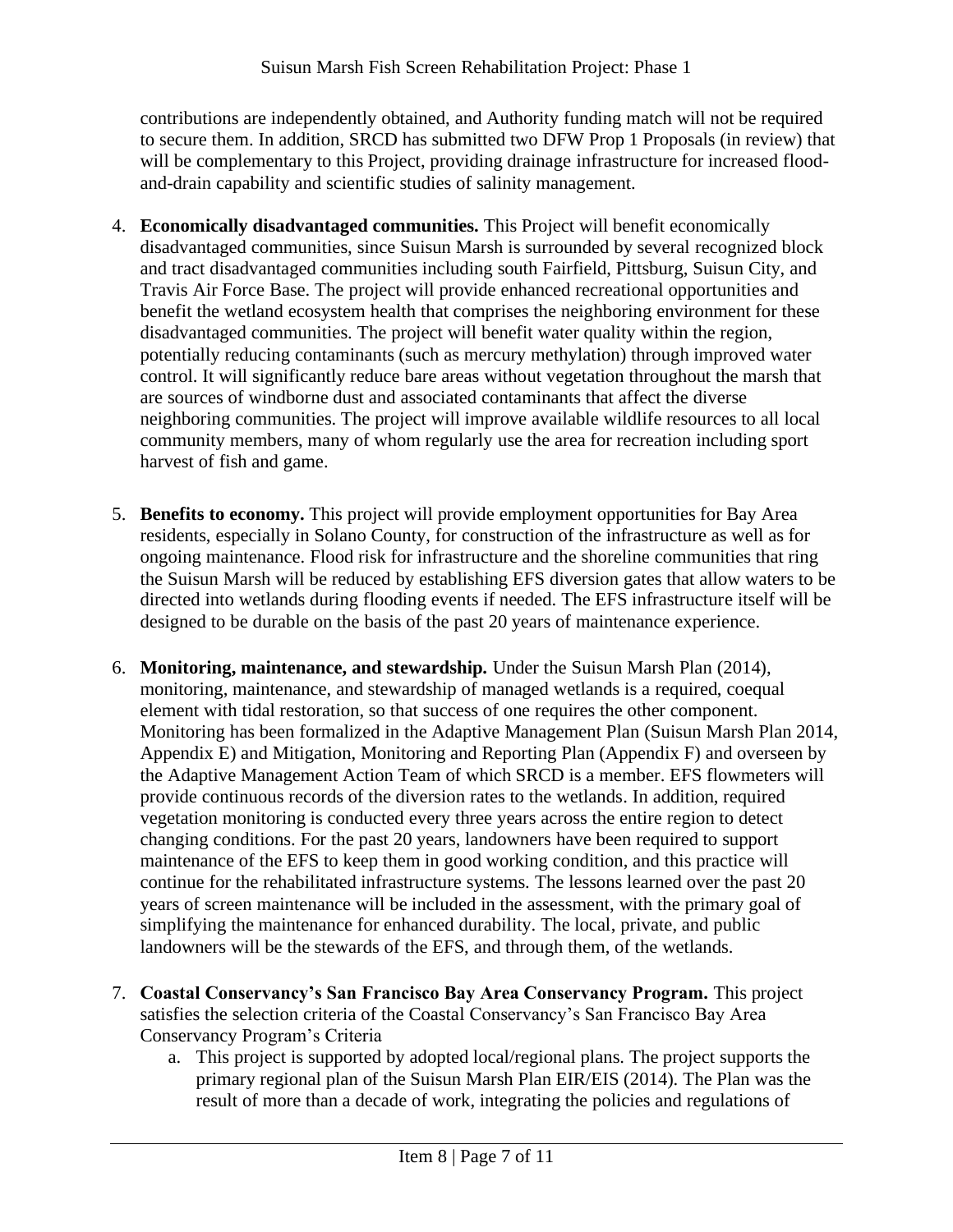contributions are independently obtained, and Authority funding match will not be required to secure them. In addition, SRCD has submitted two DFW Prop 1 Proposals (in review) that will be complementary to this Project, providing drainage infrastructure for increased flood-and-drain capability and scientific studies of salinity management.

4. **Economically disadvantaged communities.** This Project will benefit economically disadvantaged communities, since Suisun Marsh is surrounded by several recognized block and tract disadvantaged communities including south Fairfield, Pittsburg, Suisun City, and Travis Air Force Base. The project will provide enhanced recreational opportunities and benefit the wetland ecosystem health that comprises the neighboring environment for these disadvantaged communities. The project will benefit water quality within the region, potentially reducing contaminants (such as mercury methylation) through improved water control. It will significantly reduce bare areas without vegetation throughout the marsh that are sources of windborne dust and associated contaminants that affect the diverse neighboring communities. The project will improve available wildlife resources to all local community members, many of whom regularly use the area for recreation including sport harvest of fish and game.

5. **Benefits to economy.** This project will provide employment opportunities for Bay Area residents, especially in Solano County, for construction of the infrastructure as well as for ongoing maintenance. Flood risk for infrastructure and the shoreline communities that ring the Suisun Marsh will be reduced by establishing EFS diversion gates that allow waters to be directed into wetlands during flooding events if needed. The EFS infrastructure itself will be designed to be durable on the basis of the past 20 years of maintenance experience.

6. **Monitoring, maintenance, and stewardship.** Under the Suisun Marsh Plan (2014), monitoring, maintenance, and stewardship of managed wetlands is a required, coequal element with tidal restoration, so that success of one requires the other component. Monitoring has been formalized in the Adaptive Management Plan (Suisun Marsh Plan 2014, Appendix E) and Mitigation, Monitoring and Reporting Plan (Appendix F) and overseen by the Adaptive Management Action Team of which SRCD is a member. EFS flowmeters will provide continuous records of the diversion rates to the wetlands. In addition, required vegetation monitoring is conducted every three years across the entire region to detect changing conditions. For the past 20 years, landowners have been required to support maintenance of the EFS to keep them in good working condition, and this practice will continue for the rehabilitated infrastructure systems. The lessons learned over the past 20 years of screen maintenance will be included in the assessment, with the primary goal of simplifying the maintenance for enhanced durability. The local, private, and public landowners will be the stewards of the EFS, and through them, of the wetlands.

7. **Coastal Conservancy's San Francisco Bay Area Conservancy Program.** This project satisfies the selection criteria of the Coastal Conservancy's San Francisco Bay Area Conservancy Program's Criteria
   a. This project is supported by adopted local/regional plans. The project supports the primary regional plan of the Suisun Marsh Plan EIR/EIS (2014). The Plan was the result of more than a decade of work, integrating the policies and regulations of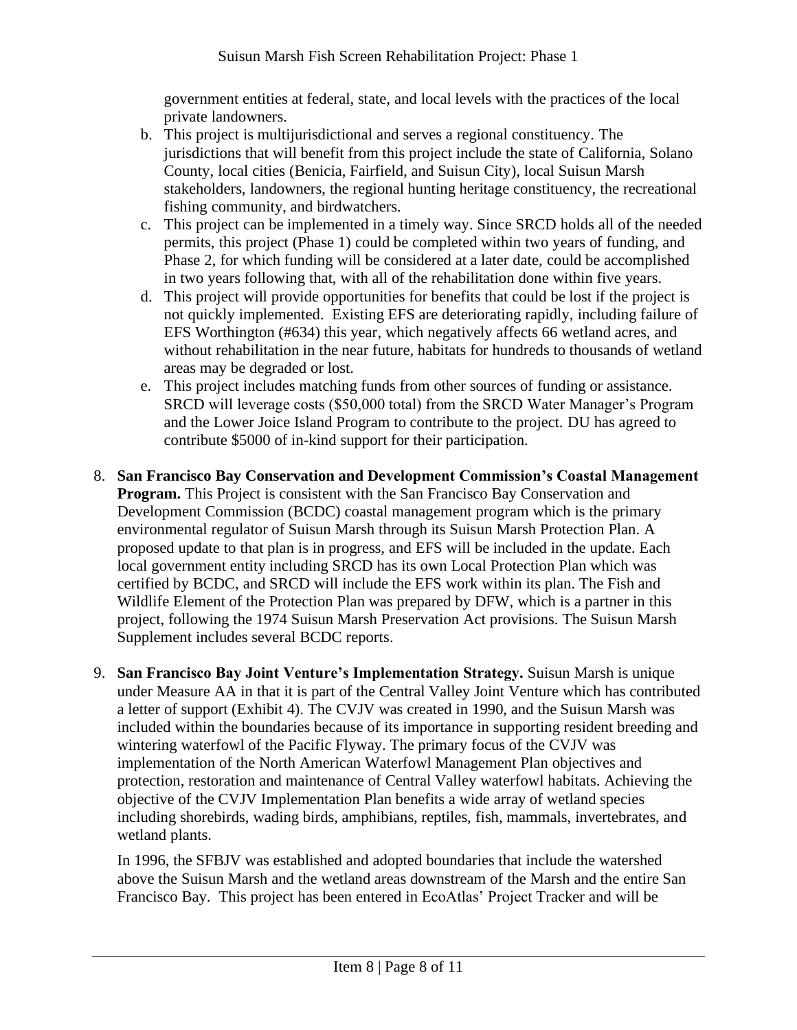government entities at federal, state, and local levels with the practices of the local private landowners.

b. This project is multijurisdictional and serves a regional constituency. The jurisdictions that will benefit from this project include the state of California, Solano County, local cities (Benicia, Fairfield, and Suisun City), local Suisun Marsh stakeholders, landowners, the regional hunting heritage constituency, the recreational fishing community, and birdwatchers.

c. This project can be implemented in a timely way. Since SRCD holds all of the needed permits, this project (Phase 1) could be completed within two years of funding, and Phase 2, for which funding will be considered at a later date, could be accomplished in two years following that, with all of the rehabilitation done within five years.

d. This project will provide opportunities for benefits that could be lost if the project is not quickly implemented. Existing EFS are deteriorating rapidly, including failure of EFS Worthington (#634) this year, which negatively affects 66 wetland acres, and without rehabilitation in the near future, habitats for hundreds to thousands of wetland areas may be degraded or lost.

e. This project includes matching funds from other sources of funding or assistance. SRCD will leverage costs ($50,000 total) from the SRCD Water Manager's Program and the Lower Joice Island Program to contribute to the project. DU has agreed to contribute $5000 of in-kind support for their participation.

8. **San Francisco Bay Conservation and Development Commission's Coastal Management Program.** This Project is consistent with the San Francisco Bay Conservation and Development Commission (BCDC) coastal management program which is the primary environmental regulator of Suisun Marsh through its Suisun Marsh Protection Plan. A proposed update to that plan is in progress, and EFS will be included in the update. Each local government entity including SRCD has its own Local Protection Plan which was certified by BCDC, and SRCD will include the EFS work within its plan. The Fish and Wildlife Element of the Protection Plan was prepared by DFW, which is a partner in this project, following the 1974 Suisun Marsh Preservation Act provisions. The Suisun Marsh Supplement includes several BCDC reports.

9. **San Francisco Bay Joint Venture's Implementation Strategy.** Suisun Marsh is unique under Measure AA in that it is part of the Central Valley Joint Venture which has contributed a letter of support (Exhibit 4). The CVJV was created in 1990, and the Suisun Marsh was included within the boundaries because of its importance in supporting resident breeding and wintering waterfowl of the Pacific Flyway. The primary focus of the CVJV was implementation of the North American Waterfowl Management Plan objectives and protection, restoration and maintenance of Central Valley waterfowl habitats. Achieving the objective of the CVJV Implementation Plan benefits a wide array of wetland species including shorebirds, wading birds, amphibians, reptiles, fish, mammals, invertebrates, and wetland plants.

   In 1996, the SFBJV was established and adopted boundaries that include the watershed above the Suisun Marsh and the wetland areas downstream of the Marsh and the entire San Francisco Bay. This project has been entered in EcoAtlas' Project Tracker and will be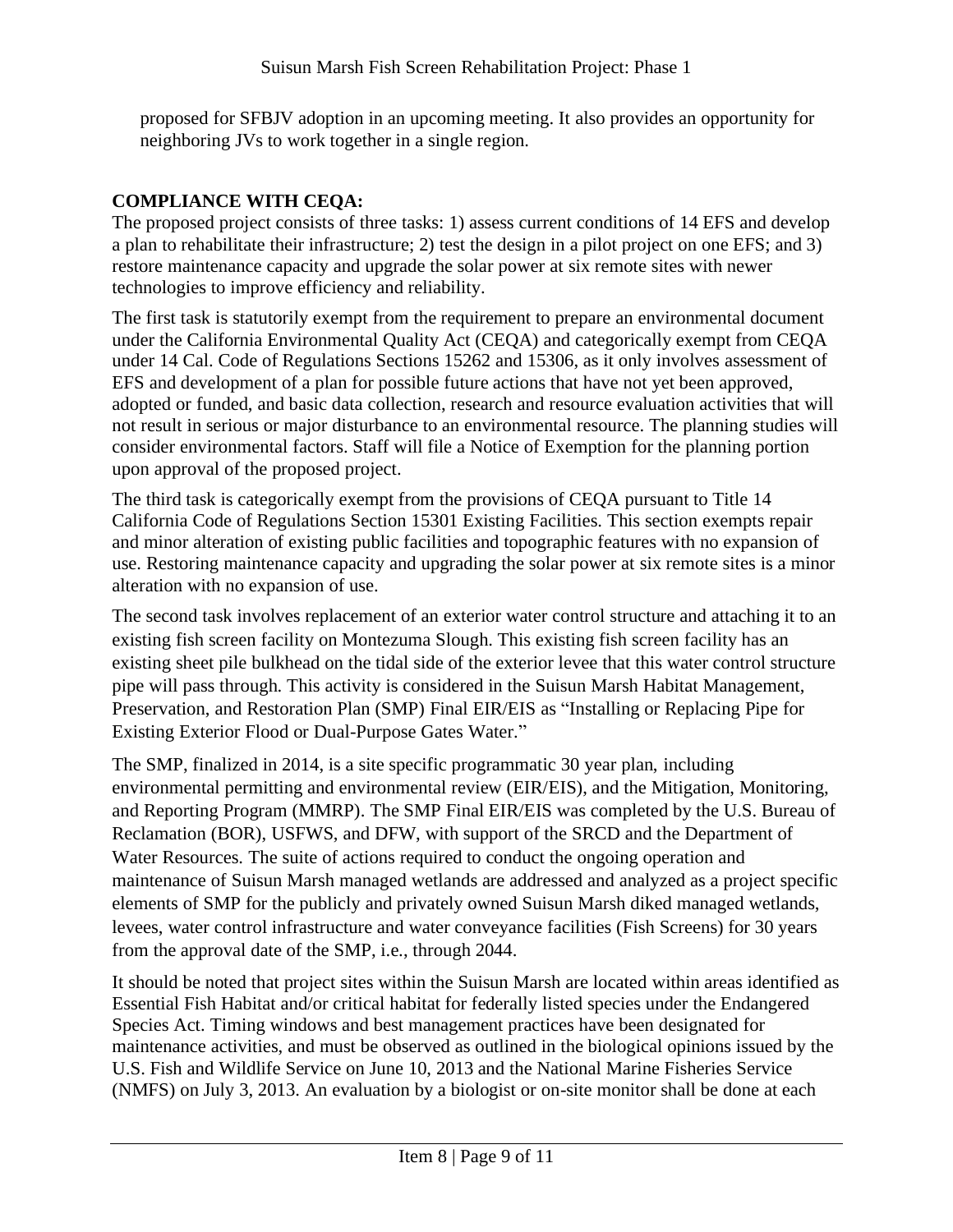proposed for SFBJV adoption in an upcoming meeting. It also provides an opportunity for neighboring JVs to work together in a single region.

## COMPLIANCE WITH CEQA:

The proposed project consists of three tasks: 1) assess current conditions of 14 EFS and develop a plan to rehabilitate their infrastructure; 2) test the design in a pilot project on one EFS; and 3) restore maintenance capacity and upgrade the solar power at six remote sites with newer technologies to improve efficiency and reliability.

The first task is statutorily exempt from the requirement to prepare an environmental document under the California Environmental Quality Act (CEQA) and categorically exempt from CEQA under 14 Cal. Code of Regulations Sections 15262 and 15306, as it only involves assessment of EFS and development of a plan for possible future actions that have not yet been approved, adopted or funded, and basic data collection, research and resource evaluation activities that will not result in serious or major disturbance to an environmental resource. The planning studies will consider environmental factors. Staff will file a Notice of Exemption for the planning portion upon approval of the proposed project.

The third task is categorically exempt from the provisions of CEQA pursuant to Title 14 California Code of Regulations Section 15301 Existing Facilities. This section exempts repair and minor alteration of existing public facilities and topographic features with no expansion of use. Restoring maintenance capacity and upgrading the solar power at six remote sites is a minor alteration with no expansion of use.

The second task involves replacement of an exterior water control structure and attaching it to an existing fish screen facility on Montezuma Slough. This existing fish screen facility has an existing sheet pile bulkhead on the tidal side of the exterior levee that this water control structure pipe will pass through. This activity is considered in the Suisun Marsh Habitat Management, Preservation, and Restoration Plan (SMP) Final EIR/EIS as "Installing or Replacing Pipe for Existing Exterior Flood or Dual-Purpose Gates Water."

The SMP, finalized in 2014, is a site specific programmatic 30 year plan, including environmental permitting and environmental review (EIR/EIS), and the Mitigation, Monitoring, and Reporting Program (MMRP). The SMP Final EIR/EIS was completed by the U.S. Bureau of Reclamation (BOR), USFWS, and DFW, with support of the SRCD and the Department of Water Resources. The suite of actions required to conduct the ongoing operation and maintenance of Suisun Marsh managed wetlands are addressed and analyzed as a project specific elements of SMP for the publicly and privately owned Suisun Marsh diked managed wetlands, levees, water control infrastructure and water conveyance facilities (Fish Screens) for 30 years from the approval date of the SMP, i.e., through 2044.

It should be noted that project sites within the Suisun Marsh are located within areas identified as Essential Fish Habitat and/or critical habitat for federally listed species under the Endangered Species Act. Timing windows and best management practices have been designated for maintenance activities, and must be observed as outlined in the biological opinions issued by the U.S. Fish and Wildlife Service on June 10, 2013 and the National Marine Fisheries Service (NMFS) on July 3, 2013. An evaluation by a biologist or on-site monitor shall be done at each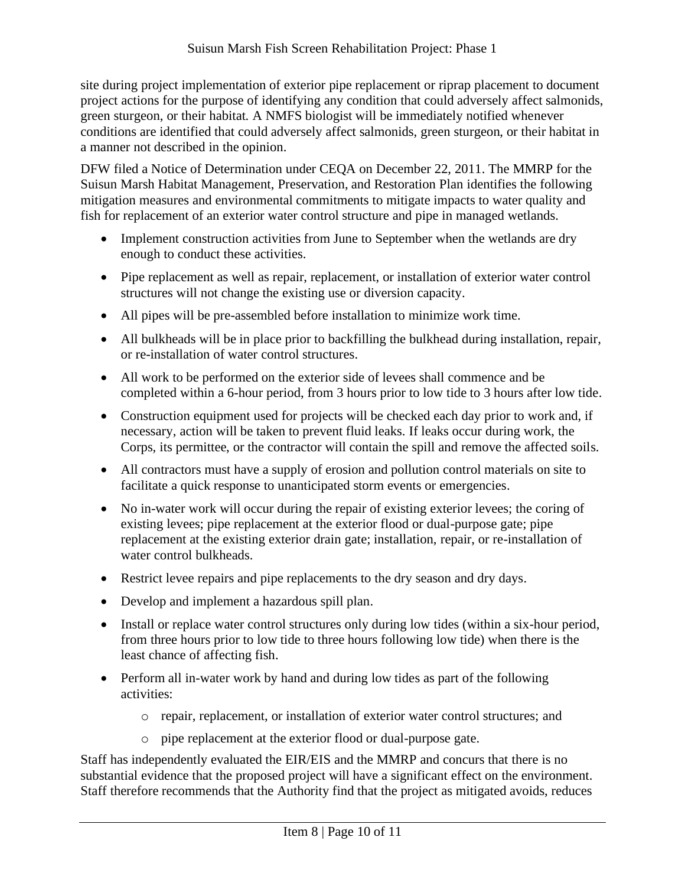site during project implementation of exterior pipe replacement or riprap placement to document project actions for the purpose of identifying any condition that could adversely affect salmonids, green sturgeon, or their habitat. A NMFS biologist will be immediately notified whenever conditions are identified that could adversely affect salmonids, green sturgeon, or their habitat in a manner not described in the opinion.

DFW filed a Notice of Determination under CEQA on December 22, 2011. The MMRP for the Suisun Marsh Habitat Management, Preservation, and Restoration Plan identifies the following mitigation measures and environmental commitments to mitigate impacts to water quality and fish for replacement of an exterior water control structure and pipe in managed wetlands.

- Implement construction activities from June to September when the wetlands are dry enough to conduct these activities.
- Pipe replacement as well as repair, replacement, or installation of exterior water control structures will not change the existing use or diversion capacity.
- All pipes will be pre-assembled before installation to minimize work time.
- All bulkheads will be in place prior to backfilling the bulkhead during installation, repair, or re-installation of water control structures.
- All work to be performed on the exterior side of levees shall commence and be completed within a 6-hour period, from 3 hours prior to low tide to 3 hours after low tide.
- Construction equipment used for projects will be checked each day prior to work and, if necessary, action will be taken to prevent fluid leaks. If leaks occur during work, the Corps, its permittee, or the contractor will contain the spill and remove the affected soils.
- All contractors must have a supply of erosion and pollution control materials on site to facilitate a quick response to unanticipated storm events or emergencies.
- No in-water work will occur during the repair of existing exterior levees; the coring of existing levees; pipe replacement at the exterior flood or dual-purpose gate; pipe replacement at the existing exterior drain gate; installation, repair, or re-installation of water control bulkheads.
- Restrict levee repairs and pipe replacements to the dry season and dry days.
- Develop and implement a hazardous spill plan.
- Install or replace water control structures only during low tides (within a six-hour period, from three hours prior to low tide to three hours following low tide) when there is the least chance of affecting fish.
- Perform all in-water work by hand and during low tides as part of the following activities:
  - repair, replacement, or installation of exterior water control structures; and
  - pipe replacement at the exterior flood or dual-purpose gate.

Staff has independently evaluated the EIR/EIS and the MMRP and concurs that there is no substantial evidence that the proposed project will have a significant effect on the environment. Staff therefore recommends that the Authority find that the project as mitigated avoids, reduces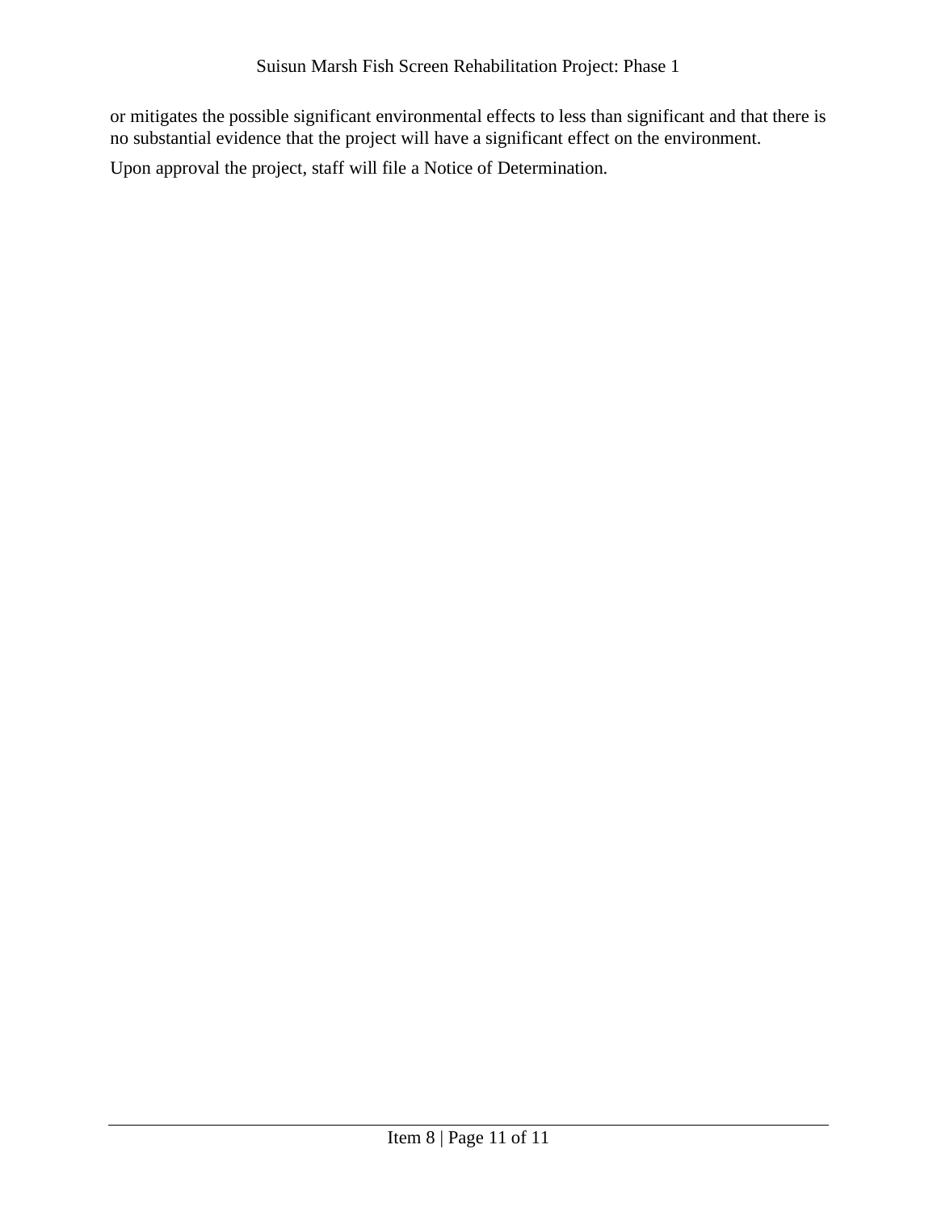or mitigates the possible significant environmental effects to less than significant and that there is no substantial evidence that the project will have a significant effect on the environment.

Upon approval the project, staff will file a Notice of Determination.